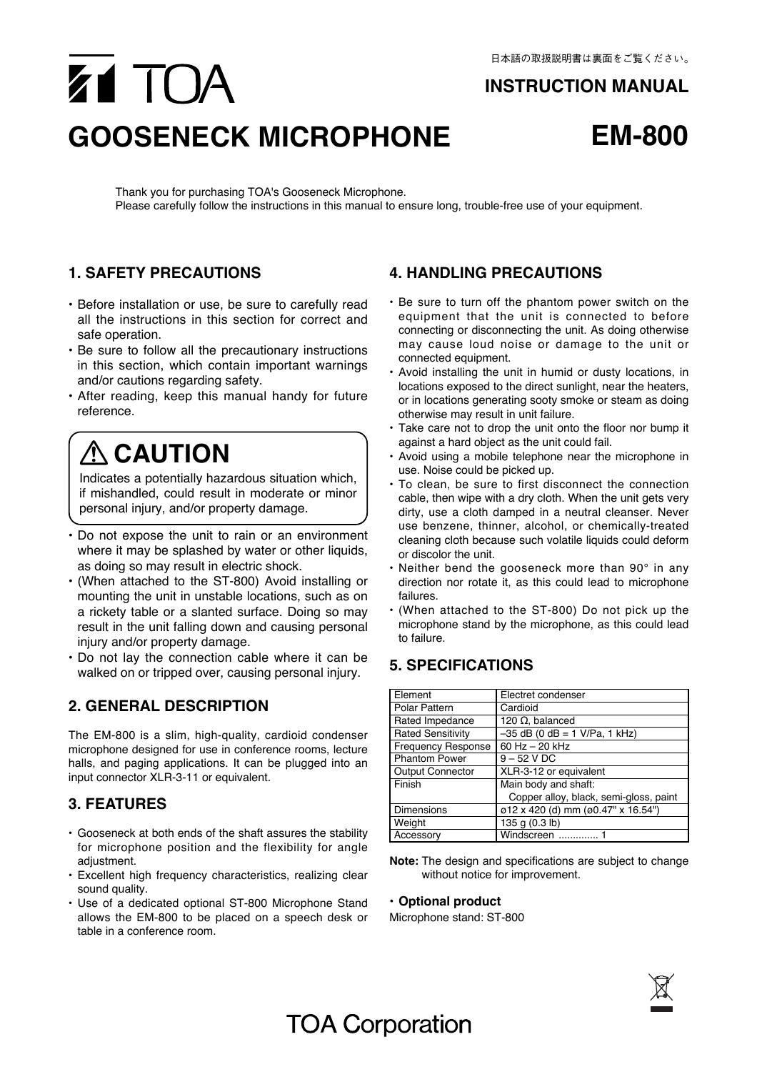日本語の取扱説明書は裏面をご覧ください。

TOA

**INSTRUCTION MANUAL**

# GOOSENECK MICROPHONE

# EM-800

Thank you for purchasing TOA's Gooseneck Microphone.
Please carefully follow the instructions in this manual to ensure long, trouble-free use of your equipment.

## 1. SAFETY PRECAUTIONS

- Before installation or use, be sure to carefully read all the instructions in this section for correct and safe operation.
- Be sure to follow all the precautionary instructions in this section, which contain important warnings and/or cautions regarding safety.
- After reading, keep this manual handy for future reference.

### ⚠ CAUTION

Indicates a potentially hazardous situation which, if mishandled, could result in moderate or minor personal injury, and/or property damage.

- Do not expose the unit to rain or an environment where it may be splashed by water or other liquids, as doing so may result in electric shock.
- (When attached to the ST-800) Avoid installing or mounting the unit in unstable locations, such as on a rickety table or a slanted surface. Doing so may result in the unit falling down and causing personal injury and/or property damage.
- Do not lay the connection cable where it can be walked on or tripped over, causing personal injury.

## 2. GENERAL DESCRIPTION

The EM-800 is a slim, high-quality, cardioid condenser microphone designed for use in conference rooms, lecture halls, and paging applications. It can be plugged into an input connector XLR-3-11 or equivalent.

## 3. FEATURES

- Gooseneck at both ends of the shaft assures the stability for microphone position and the flexibility for angle adjustment.
- Excellent high frequency characteristics, realizing clear sound quality.
- Use of a dedicated optional ST-800 Microphone Stand allows the EM-800 to be placed on a speech desk or table in a conference room.

## 4. HANDLING PRECAUTIONS

- Be sure to turn off the phantom power switch on the equipment that the unit is connected to before connecting or disconnecting the unit. As doing otherwise may cause loud noise or damage to the unit or connected equipment.
- Avoid installing the unit in humid or dusty locations, in locations exposed to the direct sunlight, near the heaters, or in locations generating sooty smoke or steam as doing otherwise may result in unit failure.
- Take care not to drop the unit onto the floor nor bump it against a hard object as the unit could fail.
- Avoid using a mobile telephone near the microphone in use. Noise could be picked up.
- To clean, be sure to first disconnect the connection cable, then wipe with a dry cloth. When the unit gets very dirty, use a cloth damped in a neutral cleanser. Never use benzene, thinner, alcohol, or chemically-treated cleaning cloth because such volatile liquids could deform or discolor the unit.
- Neither bend the gooseneck more than 90° in any direction nor rotate it, as this could lead to microphone failures.
- (When attached to the ST-800) Do not pick up the microphone stand by the microphone, as this could lead to failure.

## 5. SPECIFICATIONS

| Element | Electret condenser |
|---|---|
| Polar Pattern | Cardioid |
| Rated Impedance | 120 Ω, balanced |
| Rated Sensitivity | –35 dB (0 dB = 1 V/Pa, 1 kHz) |
| Frequency Response | 60 Hz – 20 kHz |
| Phantom Power | 9 – 52 V DC |
| Output Connector | XLR-3-12 or equivalent |
| Finish | Main body and shaft: Copper alloy, black, semi-gloss, paint |
| Dimensions | ø12 x 420 (d) mm (ø0.47" x 16.54") |
| Weight | 135 g (0.3 lb) |
| Accessory | Windscreen .............. 1 |

**Note:** The design and specifications are subject to change without notice for improvement.

- **Optional product**

Microphone stand: ST-800

TOA Corporation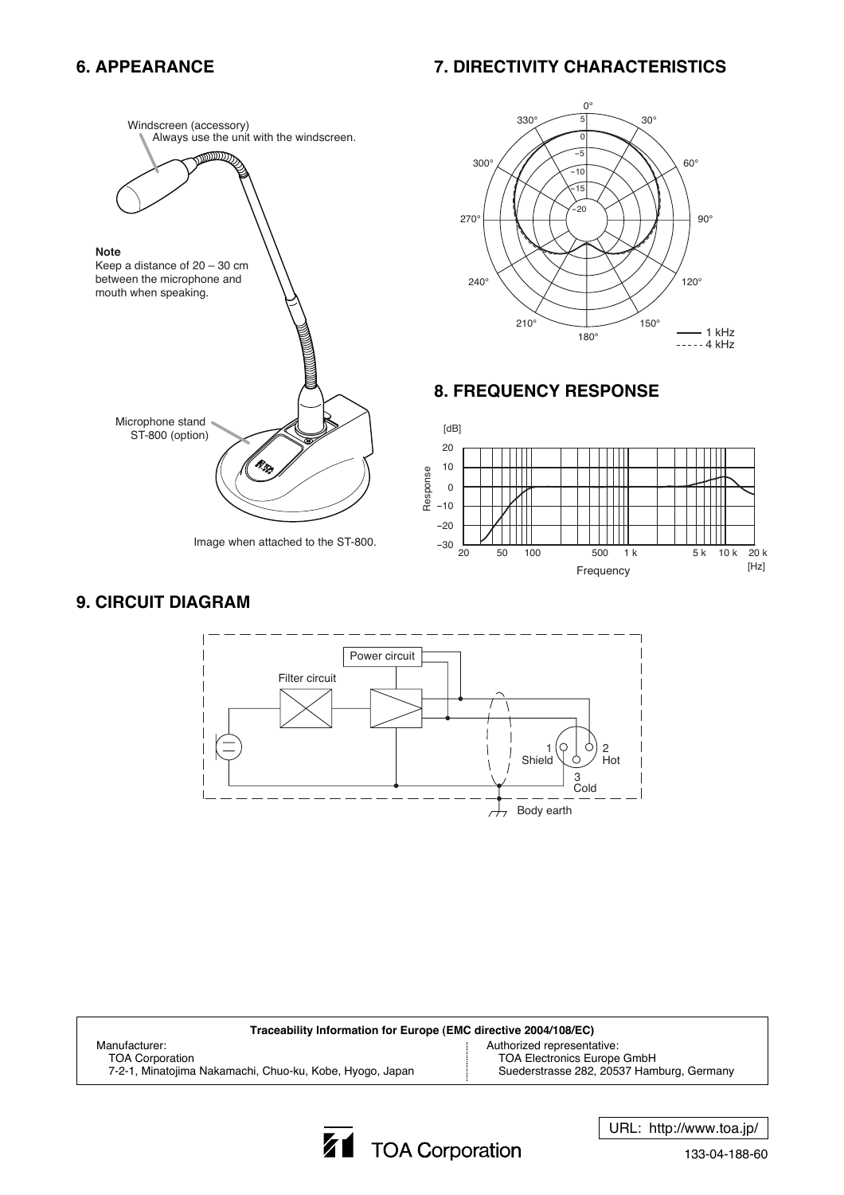## 6. APPEARANCE

Windscreen (accessory)
Always use the unit with the windscreen.

**Note**
Keep a distance of 20 – 30 cm between the microphone and mouth when speaking.

Microphone stand
ST-800 (option)

Image when attached to the ST-800.

## 7. DIRECTIVITY CHARACTERISTICS

0°
30°
60°
90°
120°
150°
180°
210°
240°
270°
300°
330°
5
0
−5
−10
−15
−20

1 kHz
4 kHz

## 8. FREQUENCY RESPONSE

[dB]
20
10
0
−10
−20
−30
Response
20
50
100
500
1 k
5 k
10 k
20 k
[Hz]
Frequency

## 9. CIRCUIT DIAGRAM

Power circuit
Filter circuit
1 Shield
2 Hot
3 Cold
Body earth

---

**Traceability Information for Europe (EMC directive 2004/108/EC)**

Manufacturer:
TOA Corporation
7-2-1, Minatojima Nakamachi, Chuo-ku, Kobe, Hyogo, Japan

Authorized representative:
TOA Electronics Europe GmbH
Suederstrasse 282, 20537 Hamburg, Germany

TOA Corporation

URL: http://www.toa.jp/

133-04-188-60